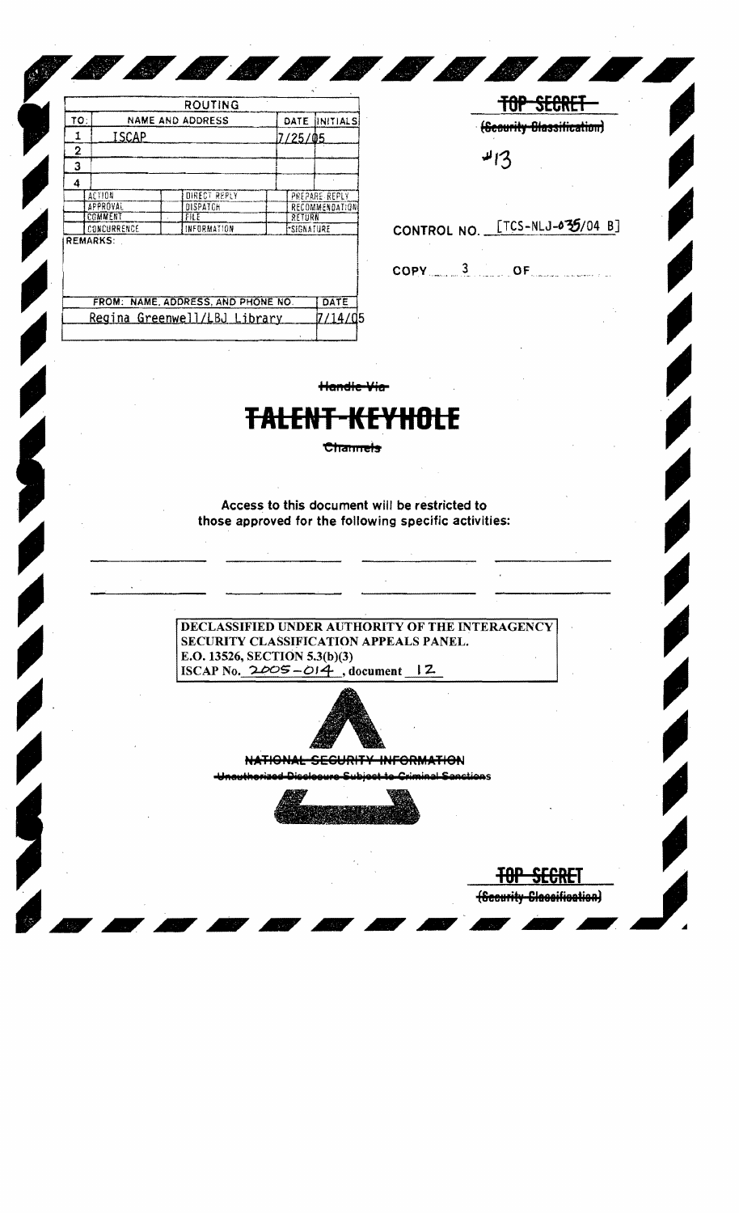| ROUTING | | | |
|---|---|---|---|
| TO: | NAME AND ADDRESS | DATE | INITIALS |
| 1 | ISCAP | 7/25/05 | |
| 2 | | | |
| 3 | | | |
| 4 | | | |

| | | |
|---|---|---|
| ACTION | DIRECT REPLY | PREPARE REPLY |
| APPROVAL | DISPATCH | RECOMMENDATION |
| COMMENT | FILE | RETURN |
| CONCURRENCE | INFORMATION | SIGNATURE |

REMARKS:

| FROM: NAME, ADDRESS, AND PHONE NO. | DATE |
|---|---|
| Regina Greenwell/LBJ Library | 7/14/05 |

~~TOP SECRET~~

~~(Security Classification)~~

#13

CONTROL NO. [TCS-NLJ-035/04 B]

COPY 3 OF

~~Handle Via~~

# ~~TALENT-KEYHOLE~~

~~Channels~~

Access to this document will be restricted to those approved for the following specific activities:

DECLASSIFIED UNDER AUTHORITY OF THE INTERAGENCY SECURITY CLASSIFICATION APPEALS PANEL.
E.O. 13526, SECTION 5.3(b)(3)
ISCAP No. 2005-014, document 12

~~NATIONAL SECURITY INFORMATION~~

~~Unauthorized Disclosure Subject to Criminal Sanctions~~

~~TOP SECRET~~

~~(Security Classification)~~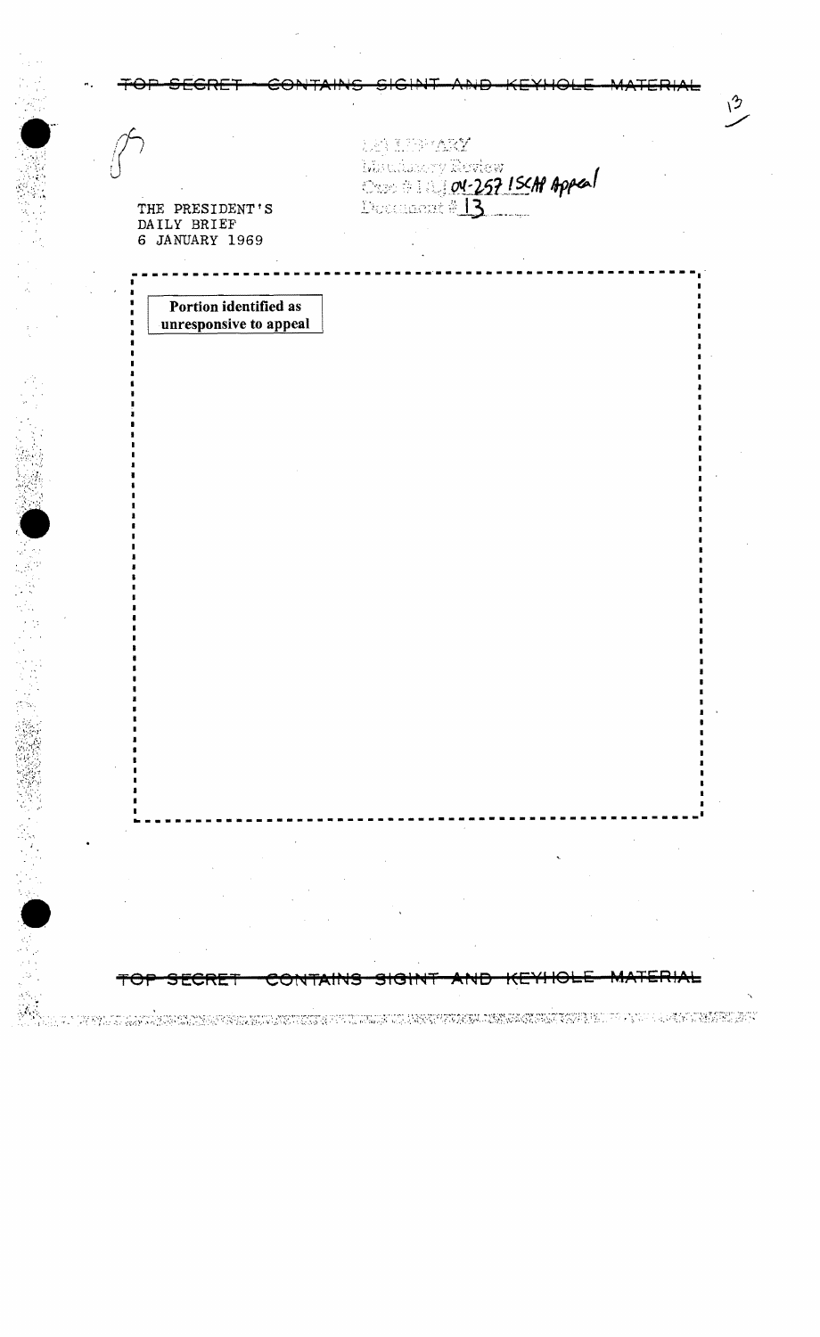TOP SECRET - CONTAINS SIGINT AND KEYHOLE MATERIAL

LBJ LIBRARY
Mandatory Review
Case # NLJ 04-257 ISCAP Appeal
Document # 13

THE PRESIDENT'S
DAILY BRIEF
6 JANUARY 1969

Portion identified as unresponsive to appeal

TOP SECRET - CONTAINS SIGINT AND KEYHOLE MATERIAL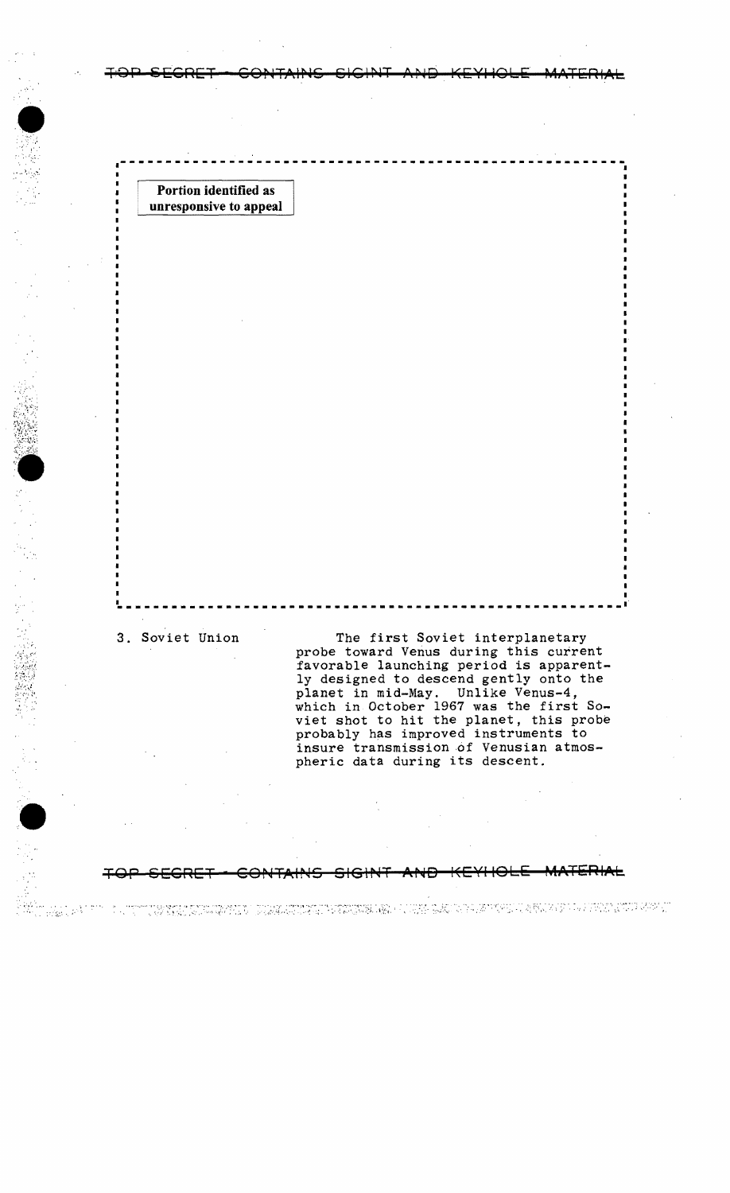Portion identified as unresponsive to appeal

3. Soviet Union

The first Soviet interplanetary probe toward Venus during this current favorable launching period is apparently designed to descend gently onto the planet in mid-May. Unlike Venus-4, which in October 1967 was the first Soviet shot to hit the planet, this probe probably has improved instruments to insure transmission of Venusian atmospheric data during its descent.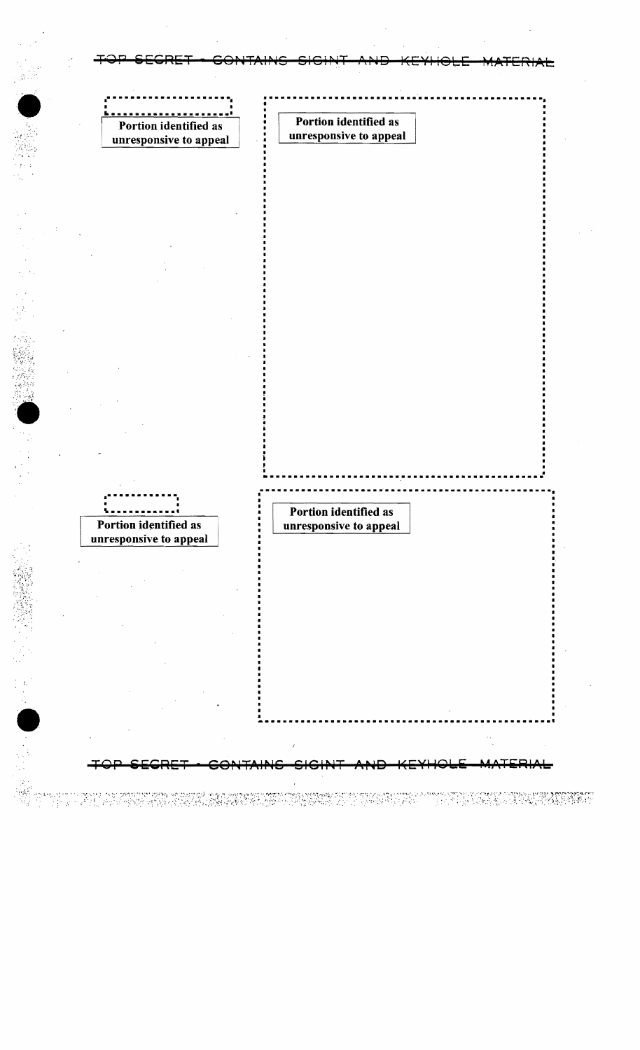Portion identified as unresponsive to appeal

Portion identified as unresponsive to appeal

Portion identified as unresponsive to appeal

Portion identified as unresponsive to appeal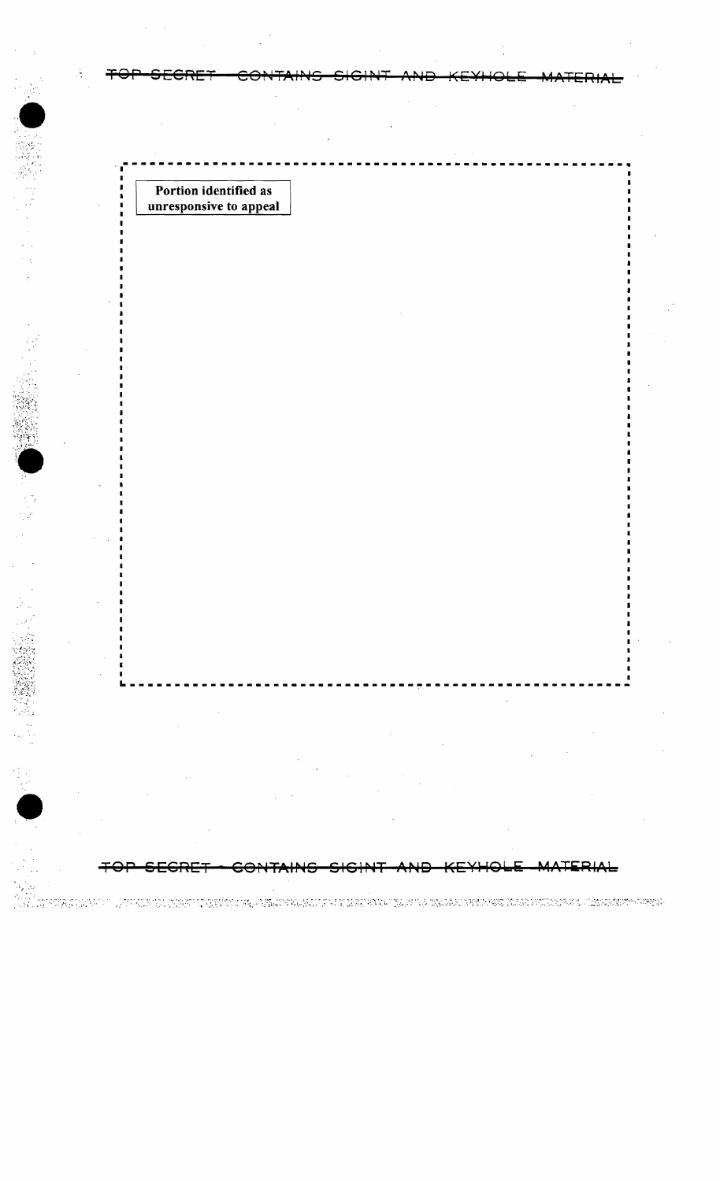Portion identified as unresponsive to appeal